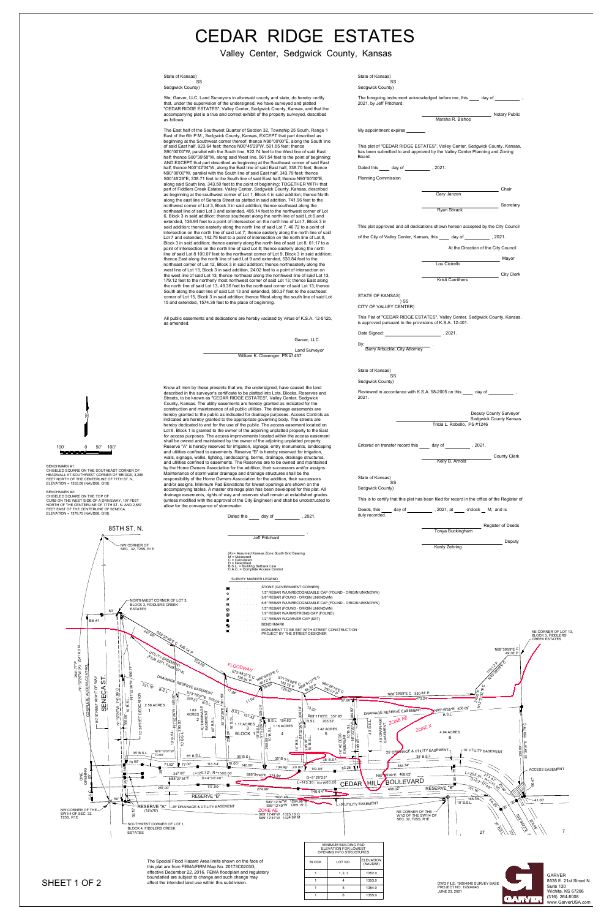# CEDAR RIDGE ESTATES

## Valley Center, Sedgwick County, Kansas

State of Kansas)
SS
Sedgwick County)

We, Garver, LLC, Land Surveyors in aforesaid county and state, do hereby certify that, under the supervision of the undersigned, we have surveyed and platted "CEDAR RIDGE ESTATES", Valley Center, Sedgwick County, Kansas, and that the accompanying plat is a true and correct exhibit of the property surveyed, described as follows:

The East half of the Southwest Quarter of Section 32, Township 25 South, Range 1 East of the 6th P.M., Sedgwick County, Kansas, EXCEPT that part described as beginning at the Southwest corner thereof; thence N90°00'00"E, along the South line of said East half, 923.64 feet; thence N00°45'29"W, 561.55 feet; thence S90°00'00"W, parallel with the South line, 922.74 feet to the West line of said East half; thence S00°39'58"W, along said West line, 561.54 feet to the point of beginning; AND EXCEPT that part described as beginning at the Southeast corner of said East half; thence N00°42'34"W, along the East line of said East half, 338.70 feet; thence N90°00'00"W, parallel with the South line of said East half, 343.79 feet; thence S00°45'29"E, 338.71 feet to the South line of said East half; thence N90°00'00"E, along said South line, 343.50 feet to the point of beginning; TOGETHER WITH that part of Fiddlers Creek Estates, Valley Center, Sedgwick County, Kansas, described as beginning at the southwest corner of Lot 1, Block 4 in said addition; thence North along the east line of Seneca Street as platted in said addition, 741.96 feet to the northwest corner of Lot 3, Block 3 in said addition; thence southeasterly along the northeast line of said Lot 3 and extended, 495.14 feet to the northwest corner of Lot 6, Block 3 in said addition; thence southeast along the north line of said Lot 6 and extended, 136.94 feet to a point of intersection on the north line of Lot 7, Block 3 in said addition; thence easterly along the north line of said Lot 7, 46.72 to a point of intersection on the north line of said Lot 7; thence easterly along the north line of said Lot 7 and extended, 142.75 feet to a point of intersection on the north line of Lot 8, Block 3 in said addition; thence easterly along the north line of said Lot 8, 61.17 to a point of intersection on the north line of said Lot 8; thence easterly along the north line of said Lot 8 100.07 feet to the northwest corner of Lot 9, Block 3 in said addition; thence East along the north line of said Lot 9 and extended, 530.84 feet to the northeast corner of Lot 12, Block 3 in said addition; thence northeasterly along the west line of Lot 13, Block 3 in said addition, 24.02 feet to a point of intersection on the west line of said Lot 13; thence northeast along the northwest line of said Lot 13, 179.12 feet to the northerly most northwest corner of said Lot 13; thence East along the north line of said Lot 13, 49.36 feet to the northeast corner of said Lot 13; thence South along the east line of said Lot 13 and extended, 550.37 feet to the southeast corner of Lot 15, Block 3 in said addition; thence West along the south line of said Lot 15 and extended, 1574.36 feet to the place of beginning.

All public easements and dedications are hereby vacated by virtue of K.S.A. 12-512b, as amended.

Garver, LLC

Land Surveyor
William K. Clevenger, PS #1437

Know all men by these presents that we, the undersigned, have caused the land described in the surveyor's certificate to be platted into Lots, Blocks, Reserves and Streets, to be known as "CEDAR RIDGE ESTATES", Valley Center, Sedgwick County, Kansas. The utility easements are hereby granted as indicated for the construction and maintenance of all public utilities. The drainage easements are hereby granted to the public as indicated for drainage purposes. Access Controls as indicated are hereby granted to the appropriate governing body. The streets are hereby dedicated to and for the use of the public. The access easement located on Lot 6, Block 1 is granted to the owner of the adjoining unplatted property to the East for access purposes. The access improvements located within the access easement shall be owned and maintained by the owner of the adjoining unplatted property. Reserve "A" is hereby reserved for irrigation, signage, entry monuments, landscaping and utilities confined to easements. Reserve "B" is hereby reserved for irrigation, walls, signage, walks, lighting, landscaping, berms, drainage, drainage structures, and utilities confined to easements. The Reserves are to be owned and maintained by the Home Owners Association for the addition, their successors and/or assigns. Maintenance of storm water drainage and drainage structures shall be the responsibility of the Home Owners Association for the addition, their successors and/or assigns. Minimum Pad Elevations for lowest openings are shown on the accompanying tables. A master drainage plan has been developed for this plat. All drainage easements, rights of way and reserves shall remain at established grades (unless modified with the approval of the City Engineer) and shall be unobstructed to allow for the conveyance of stormwater.

Dated this ____ day of __________, 2021.

Jeff Pritchard

State of Kansas)
SS
Sedgwick County)

The foregoing instrument acknowledged before me, this ____ day of __________, 2021, by Jeff Pritchard.

Notary Public
Marsha R. Bishop

My appointment expires ________.

This plat of "CEDAR RIDGE ESTATES", Valley Center, Sedgwick County, Kansas, has been submitted to and approved by the Valley Center Planning and Zoning Board.

Dated this ____ day of __________, 2021.

Planning Commission

Chair
Gary Janzen

Secretary
Ryan Shrack

This plat approved and all dedications shown hereon accepted by the City Council of the City of Valley Center, Kansas, this ____ day of __________, 2021.

At the Direction of the City Council

Mayor
Lou Cicirello

City Clerk
Kristi Carrithers

STATE OF KANSAS)
) SS
CITY OF VALLEY CENTER)

This Plat of "CEDAR RIDGE ESTATES", Valley Center, Sedgwick County, Kansas, is approved pursuant to the provisions of K.S.A. 12-401.

Date Signed: __________________, 2021.

By: __________________
Barry Arbuckle, City Attorney

State of Kansas)
SS
Sedgwick County)

Reviewed in accordance with K.S.A. 58-2005 on this ____ day of __________, 2021.

Deputy County Surveyor
Sedgwick County Kansas
Tricia L. Robello, PS #1246

Entered on transfer record this ____ day of __________, 2021.

County Clerk
Kelly B. Arnold

State of Kansas)
SS
Sedgwick County)

This is to certify that this plat has been filed for record in the office of the Register of Deeds, this ____ day of __________, 2021, at ____ o'clock __ M, and is duly recorded.

Register of Deeds
Tonya Buckingham

Deputy
Kenly Zehring

BENCHMARK #1:
CHISELED SQUARE ON THE SOUTHEAST CORNER OF HEADWALL AT SOUTHWEST CORNER OF BRIDGE, 3,286 FEET NORTH OF THE CENTERLINE OF 77TH ST. N., ELEVATION = 1353.08 (NAVD88, G18)

BENCHMARK #2:
CHISELED SQUARE ON THE TOP OF CURB ON THE WEST SIDE OF A DRIVEWAY, 107 FEET NORTH OF THE CENTERLINE OF 77TH ST. N. AND 2,687 FEET EAST OF THE CENTERLINE OF SENECA, ELEVATION = 1379.75 (NAVD88, G18)

(A) = Assumed Kansas Zone South Grid Bearing
M = Measured
C = Calculated
D = Described
B.S.L. = Building Setback Line
C.A.C. = Complete Access Control

SURVEY MARKER LEGEND

- STONE (GOVERNMENT CORNER)
- 1/2" REBAR W/UNRECOGNIZABLE CAP (FOUND - ORIGIN UNKNOWN)
- 5/8" REBAR (FOUND - ORIGIN UNKNOWN)
- 5/8" REBAR W/UNRECOGNIZABLE CAP (FOUND - ORIGIN UNKNOWN)
- 1/2" REBAR (FOUND - ORIGIN UNKNOWN)
- 1/2" REBAR W/ARMSTRONG CAP (FOUND)
- 1/2" REBAR W/GARVER CAP (SET)
- BENCHMARK
- MONUMENT TO BE SET WITH STREET CONSTRUCTION PROJECT BY THE STREET DESIGNER

| MINIMUM BUILDING PAD ELEVATION FOR LOWEST OPENING INTO STRUCTURES | | |
|---|---|---|
| BLOCK | LOT NO. | ELEVATION (NAVD88) |
| 1 | 1, 2, 3 | 1352.0 |
| 1 | 4 | 1353.0 |
| 1 | 5 | 1354.0 |
| 1 | 6 | 1355.0 |

The Special Flood Hazard Area limits shown on the face of this plat are from FEMA/FIRM Map No. 20173C0203G, effective December 22, 2016. FEMA floodplain and regulatory boundaries are subject to change and such change may affect the intended land use within this subdivision.

SHEET 1 OF 2

DWG FILE: 19S04045 SURVEY BASE
PROJECT NO. 19S04045
JUNE 23, 2021

GARVER
8535 E. 21st Street N.
Suite 130
Wichita, KS 67206
(316) 264-8008
www.GarverUSA.com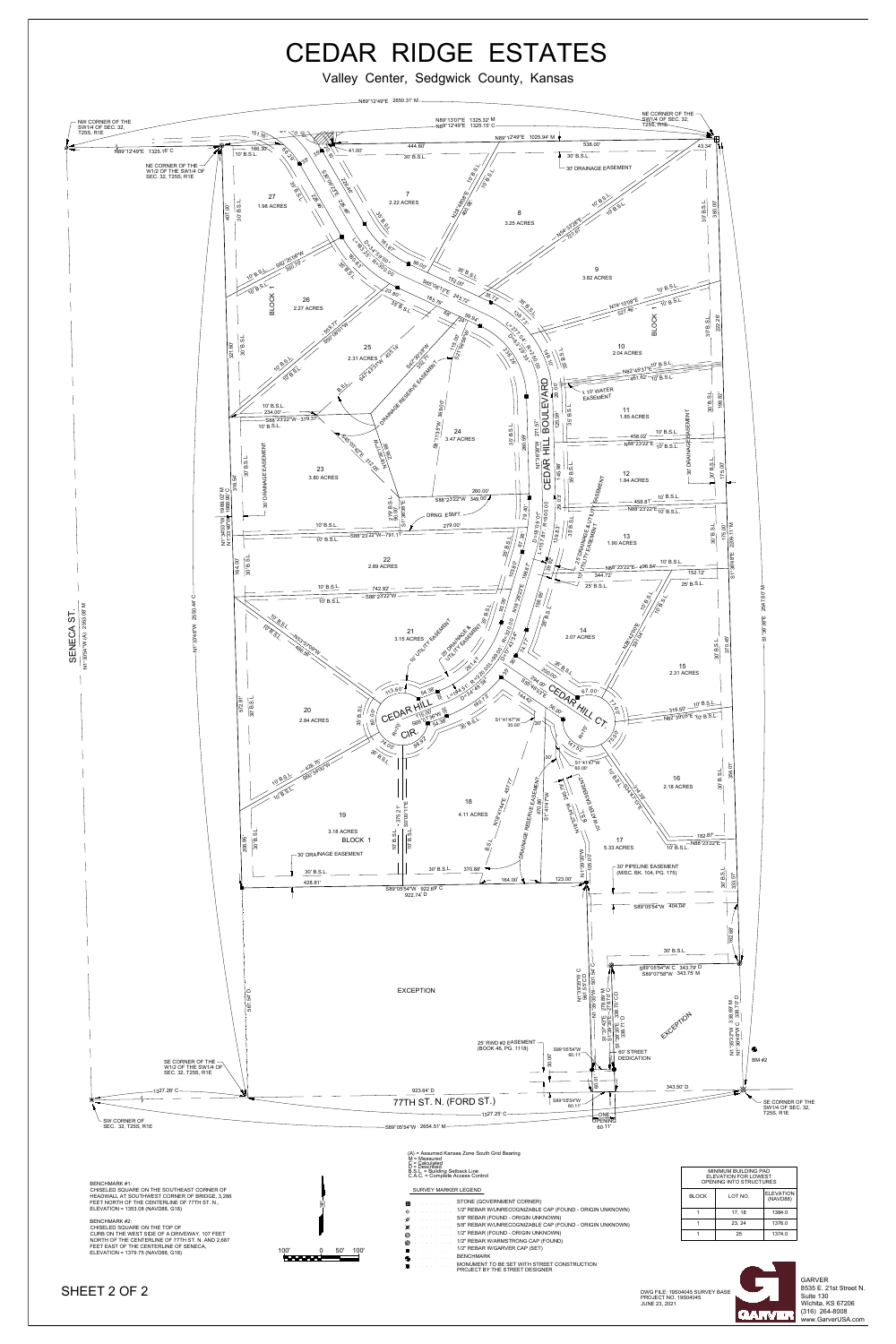# CEDAR RIDGE ESTATES

Valley Center, Sedgwick County, Kansas

NW CORNER OF THE SW1/4 OF SEC. 32, T25S, R1E

NE CORNER OF THE W1/2 OF THE SW1/4 OF SEC. 32, T25S, R1E

NE CORNER OF THE SW1/4 OF SEC. 32, T25S, R1E

SE CORNER OF THE W1/2 OF THE SW1/4 OF SEC. 32, T25S, R1E

SW CORNER OF SEC. 32, T25S, R1E

SE CORNER OF THE SW1/4 OF SEC. 32, T25S, R1E

SENECA ST.

CEDAR HILL BOULEVARD

CEDAR HILL CIR.

CEDAR HILL CT.

77TH ST. N. (FORD ST.)

BLOCK 1

EXCEPTION

| Lot | Area |
|---|---|
| 7 | 2.22 ACRES |
| 8 | 3.25 ACRES |
| 9 | 3.82 ACRES |
| 10 | 2.04 ACRES |
| 11 | 1.85 ACRES |
| 12 | 1.84 ACRES |
| 13 | 1.90 ACRES |
| 14 | 2.07 ACRES |
| 15 | 2.31 ACRES |
| 16 | 2.16 ACRES |
| 17 | 5.33 ACRES |
| 18 | 4.11 ACRES |
| 19 | 3.18 ACRES |
| 20 | 2.84 ACRES |
| 21 | 3.15 ACRES |
| 22 | 2.89 ACRES |
| 23 | 3.80 ACRES |
| 24 | 3.47 ACRES |
| 25 | 2.31 ACRES |
| 26 | 2.27 ACRES |
| 27 | 1.98 ACRES |

(A) = Assumed Kansas Zone South Grid Bearing
M = Measured
C = Calculated
D = Described
B.S.L. = Building Setback Line
C.A.C. = Complete Access Control

SURVEY MARKER LEGEND

- STONE (GOVERNMENT CORNER)
- 1/2" REBAR W/UNRECOGNIZABLE CAP (FOUND - ORIGIN UNKNOWN)
- 5/8" REBAR (FOUND - ORIGIN UNKNOWN)
- 5/8" REBAR W/UNRECOGNIZABLE CAP (FOUND - ORIGIN UNKNOWN)
- 1/2" REBAR (FOUND - ORIGIN UNKNOWN)
- 1/2" REBAR W/ARMSTRONG CAP (FOUND)
- 1/2" REBAR W/GARVER CAP (SET)
- BENCHMARK
- MONUMENT TO BE SET WITH STREET CONSTRUCTION PROJECT BY THE STREET DESIGNER

BENCHMARK #1:
CHISELED SQUARE ON THE SOUTHEAST CORNER OF HEADWALL AT SOUTHWEST CORNER OF BRIDGE, 3,286 FEET NORTH OF THE CENTERLINE OF 77TH ST. N., ELEVATION = 1353.08 (NAVD88, G18)

BENCHMARK #2:
CHISELED SQUARE ON THE TOP OF CURB ON THE WEST SIDE OF A DRIVEWAY, 107 FEET NORTH OF THE CENTERLINE OF 77TH ST. N. AND 2,687 FEET EAST OF THE CENTERLINE OF SENECA, ELEVATION = 1379.75 (NAVD88, G18)

| MINIMUM BUILDING PAD ELEVATION FOR LOWEST OPENING INTO STRUCTURES | | |
|---|---|---|
| BLOCK | LOT NO. | ELEVATION (NAVD88) |
| 1 | 17, 18 | 1384.0 |
| 1 | 23, 24 | 1376.0 |
| 1 | 25 | 1374.0 |

SHEET 2 OF 2

DWG FILE: 19S04045 SURVEY BASE
PROJECT NO. 19S04045
JUNE 23, 2021

GARVER
8535 E. 21st Street N.
Suite 130
Wichita, KS 67206
(316) 264-8008
www.GarverUSA.com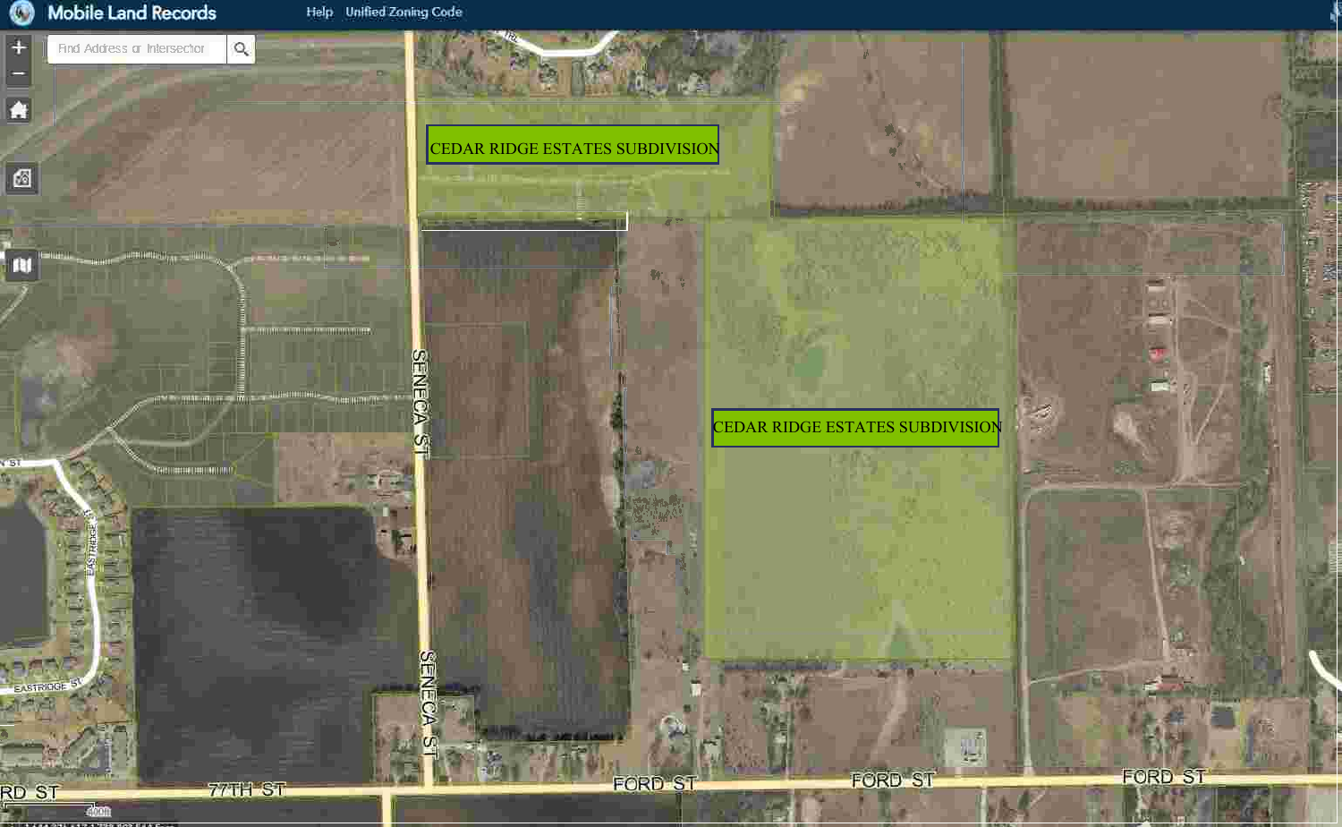Mobile Land Records

Help Unified Zoning Code

CEDAR RIDGE ESTATES SUBDIVISION

CEDAR RIDGE ESTATES SUBDIVISION

SENECA ST

SENECA ST

EASTRIDGE ST

77TH ST

FORD ST

FORD ST

FORD ST